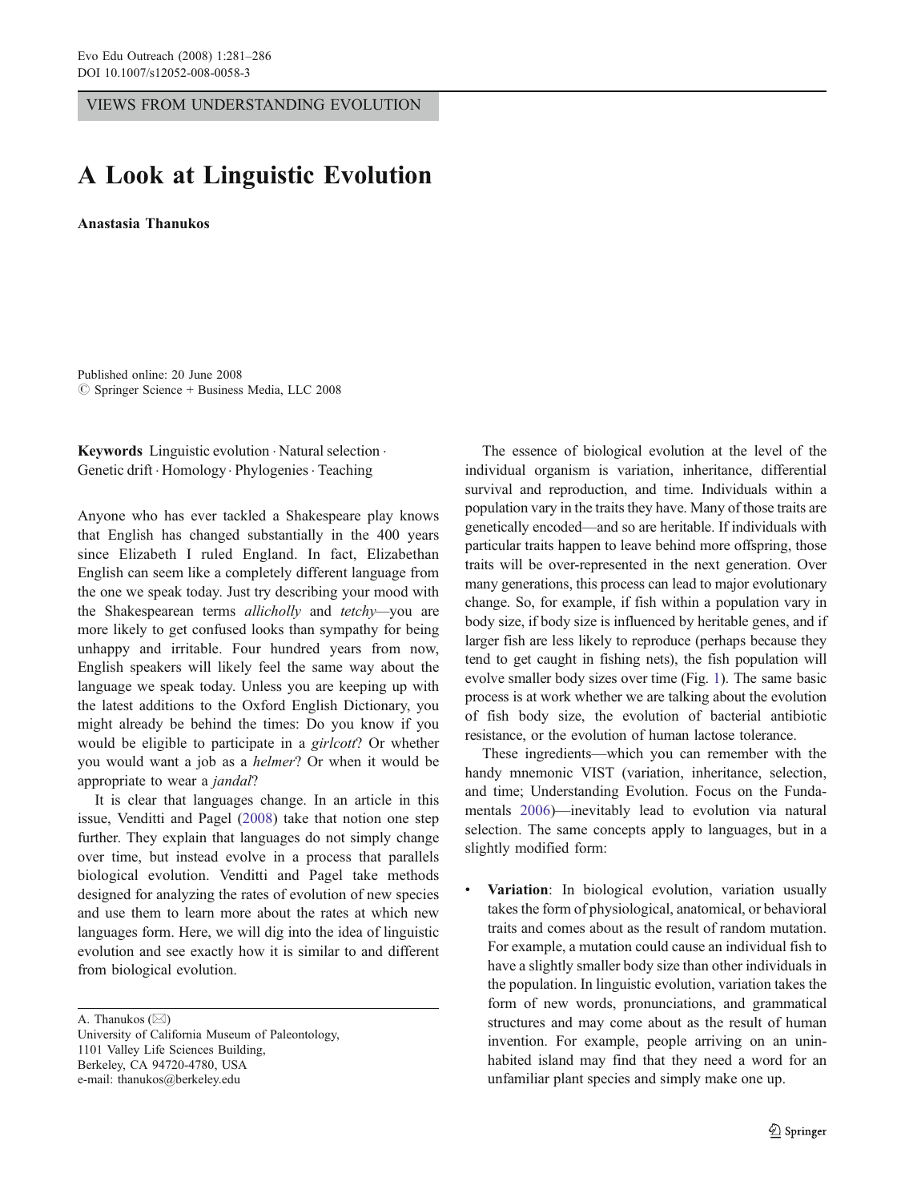VIEWS FROM UNDERSTANDING EVOLUTION

# A Look at Linguistic Evolution

**Anastasia Thanukos**

Published online: 20 June 2008
© Springer Science + Business Media, LLC 2008

**Keywords** Linguistic evolution · Natural selection · Genetic drift · Homology · Phylogenies · Teaching

Anyone who has ever tackled a Shakespeare play knows that English has changed substantially in the 400 years since Elizabeth I ruled England. In fact, Elizabethan English can seem like a completely different language from the one we speak today. Just try describing your mood with the Shakespearean terms *allicholly* and *tetchy*—you are more likely to get confused looks than sympathy for being unhappy and irritable. Four hundred years from now, English speakers will likely feel the same way about the language we speak today. Unless you are keeping up with the latest additions to the Oxford English Dictionary, you might already be behind the times: Do you know if you would be eligible to participate in a *girlcott*? Or whether you would want a job as a *helmer*? Or when it would be appropriate to wear a *jandal*?

It is clear that languages change. In an article in this issue, Venditti and Pagel (2008) take that notion one step further. They explain that languages do not simply change over time, but instead evolve in a process that parallels biological evolution. Venditti and Pagel take methods designed for analyzing the rates of evolution of new species and use them to learn more about the rates at which new languages form. Here, we will dig into the idea of linguistic evolution and see exactly how it is similar to and different from biological evolution.

A. Thanukos (✉)
University of California Museum of Paleontology,
1101 Valley Life Sciences Building,
Berkeley, CA 94720-4780, USA
e-mail: thanukos@berkeley.edu

The essence of biological evolution at the level of the individual organism is variation, inheritance, differential survival and reproduction, and time. Individuals within a population vary in the traits they have. Many of those traits are genetically encoded—and so are heritable. If individuals with particular traits happen to leave behind more offspring, those traits will be over-represented in the next generation. Over many generations, this process can lead to major evolutionary change. So, for example, if fish within a population vary in body size, if body size is influenced by heritable genes, and if larger fish are less likely to reproduce (perhaps because they tend to get caught in fishing nets), the fish population will evolve smaller body sizes over time (Fig. 1). The same basic process is at work whether we are talking about the evolution of fish body size, the evolution of bacterial antibiotic resistance, or the evolution of human lactose tolerance.

These ingredients—which you can remember with the handy mnemonic VIST (variation, inheritance, selection, and time; Understanding Evolution. Focus on the Fundamentals 2006)—inevitably lead to evolution via natural selection. The same concepts apply to languages, but in a slightly modified form:

- **Variation**: In biological evolution, variation usually takes the form of physiological, anatomical, or behavioral traits and comes about as the result of random mutation. For example, a mutation could cause an individual fish to have a slightly smaller body size than other individuals in the population. In linguistic evolution, variation takes the form of new words, pronunciations, and grammatical structures and may come about as the result of human invention. For example, people arriving on an uninhabited island may find that they need a word for an unfamiliar plant species and simply make one up.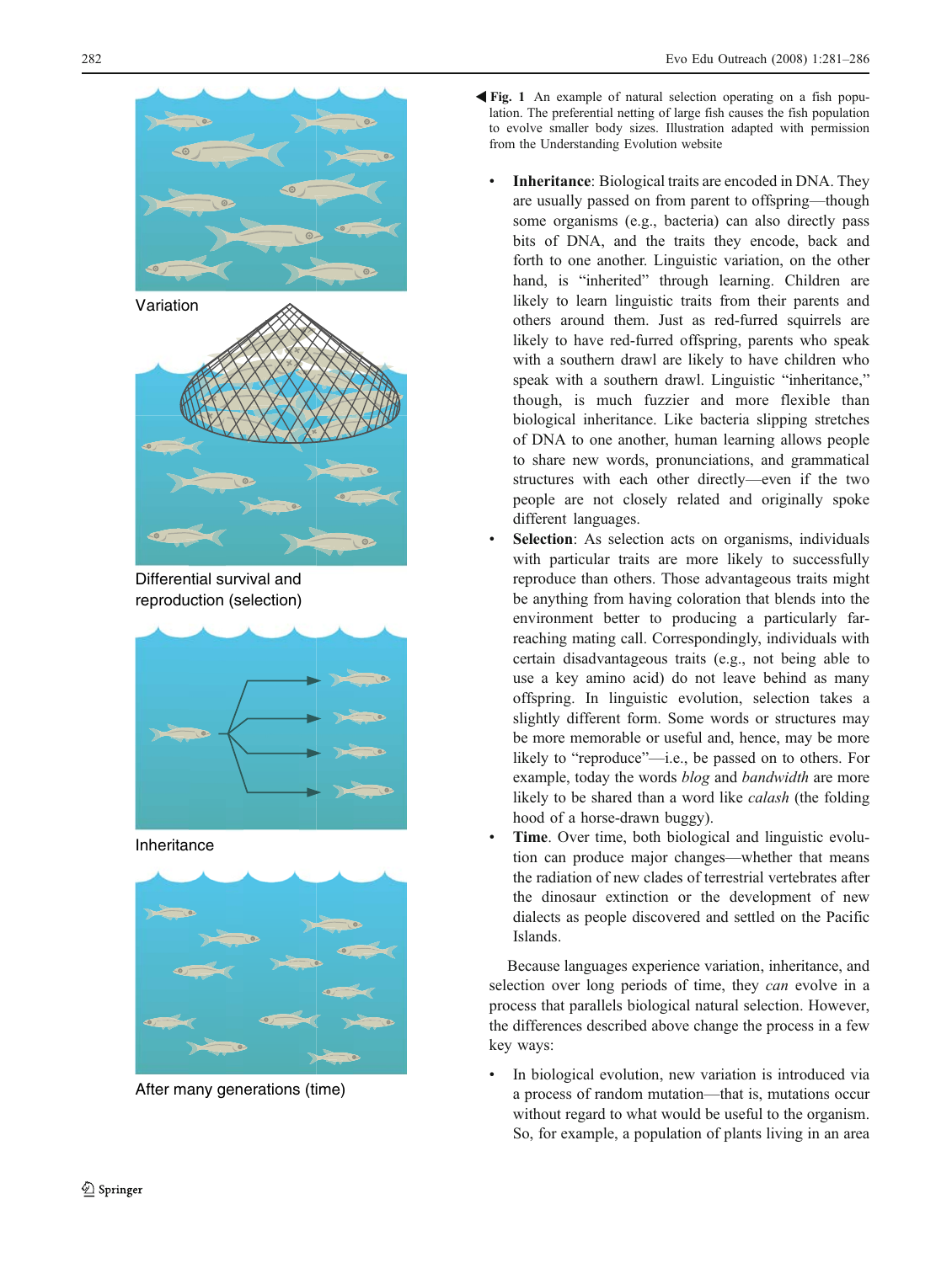Variation

Differential survival and reproduction (selection)

Inheritance

After many generations (time)

◀ **Fig. 1** An example of natural selection operating on a fish population. The preferential netting of large fish causes the fish population to evolve smaller body sizes. Illustration adapted with permission from the Understanding Evolution website

- **Inheritance**: Biological traits are encoded in DNA. They are usually passed on from parent to offspring—though some organisms (e.g., bacteria) can also directly pass bits of DNA, and the traits they encode, back and forth to one another. Linguistic variation, on the other hand, is "inherited" through learning. Children are likely to learn linguistic traits from their parents and others around them. Just as red-furred squirrels are likely to have red-furred offspring, parents who speak with a southern drawl are likely to have children who speak with a southern drawl. Linguistic "inheritance," though, is much fuzzier and more flexible than biological inheritance. Like bacteria slipping stretches of DNA to one another, human learning allows people to share new words, pronunciations, and grammatical structures with each other directly—even if the two people are not closely related and originally spoke different languages.
- **Selection**: As selection acts on organisms, individuals with particular traits are more likely to successfully reproduce than others. Those advantageous traits might be anything from having coloration that blends into the environment better to producing a particularly far-reaching mating call. Correspondingly, individuals with certain disadvantageous traits (e.g., not being able to use a key amino acid) do not leave behind as many offspring. In linguistic evolution, selection takes a slightly different form. Some words or structures may be more memorable or useful and, hence, may be more likely to "reproduce"—i.e., be passed on to others. For example, today the words *blog* and *bandwidth* are more likely to be shared than a word like *calash* (the folding hood of a horse-drawn buggy).
- **Time**. Over time, both biological and linguistic evolution can produce major changes—whether that means the radiation of new clades of terrestrial vertebrates after the dinosaur extinction or the development of new dialects as people discovered and settled on the Pacific Islands.

Because languages experience variation, inheritance, and selection over long periods of time, they *can* evolve in a process that parallels biological natural selection. However, the differences described above change the process in a few key ways:

- In biological evolution, new variation is introduced via a process of random mutation—that is, mutations occur without regard to what would be useful to the organism. So, for example, a population of plants living in an area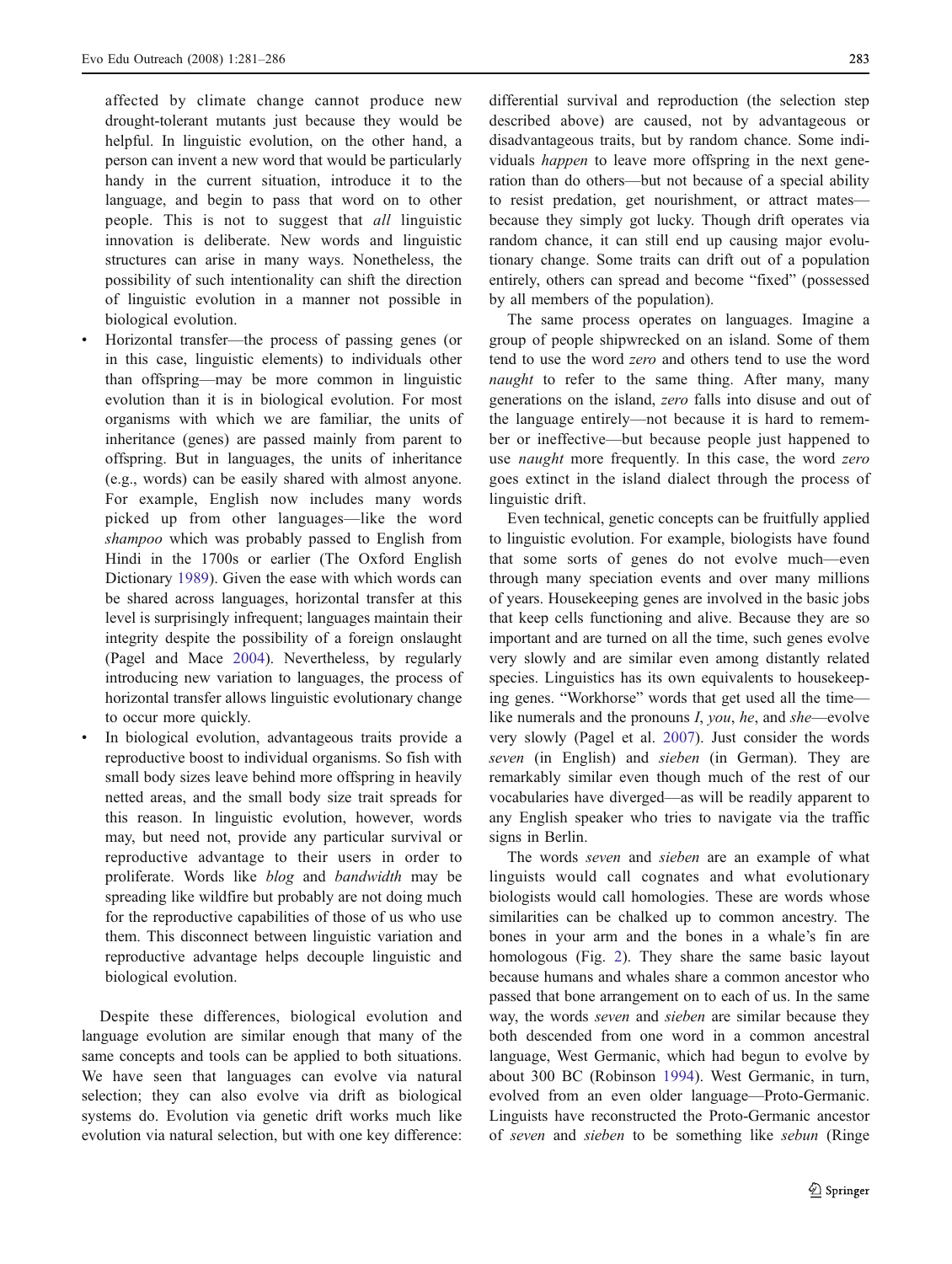affected by climate change cannot produce new drought-tolerant mutants just because they would be helpful. In linguistic evolution, on the other hand, a person can invent a new word that would be particularly handy in the current situation, introduce it to the language, and begin to pass that word on to other people. This is not to suggest that *all* linguistic innovation is deliberate. New words and linguistic structures can arise in many ways. Nonetheless, the possibility of such intentionality can shift the direction of linguistic evolution in a manner not possible in biological evolution.

- Horizontal transfer—the process of passing genes (or in this case, linguistic elements) to individuals other than offspring—may be more common in linguistic evolution than it is in biological evolution. For most organisms with which we are familiar, the units of inheritance (genes) are passed mainly from parent to offspring. But in languages, the units of inheritance (e.g., words) can be easily shared with almost anyone. For example, English now includes many words picked up from other languages—like the word *shampoo* which was probably passed to English from Hindi in the 1700s or earlier (The Oxford English Dictionary 1989). Given the ease with which words can be shared across languages, horizontal transfer at this level is surprisingly infrequent; languages maintain their integrity despite the possibility of a foreign onslaught (Pagel and Mace 2004). Nevertheless, by regularly introducing new variation to languages, the process of horizontal transfer allows linguistic evolutionary change to occur more quickly.
- In biological evolution, advantageous traits provide a reproductive boost to individual organisms. So fish with small body sizes leave behind more offspring in heavily netted areas, and the small body size trait spreads for this reason. In linguistic evolution, however, words may, but need not, provide any particular survival or reproductive advantage to their users in order to proliferate. Words like *blog* and *bandwidth* may be spreading like wildfire but probably are not doing much for the reproductive capabilities of those of us who use them. This disconnect between linguistic variation and reproductive advantage helps decouple linguistic and biological evolution.

Despite these differences, biological evolution and language evolution are similar enough that many of the same concepts and tools can be applied to both situations. We have seen that languages can evolve via natural selection; they can also evolve via drift as biological systems do. Evolution via genetic drift works much like evolution via natural selection, but with one key difference: differential survival and reproduction (the selection step described above) are caused, not by advantageous or disadvantageous traits, but by random chance. Some individuals *happen* to leave more offspring in the next generation than do others—but not because of a special ability to resist predation, get nourishment, or attract mates—because they simply got lucky. Though drift operates via random chance, it can still end up causing major evolutionary change. Some traits can drift out of a population entirely, others can spread and become "fixed" (possessed by all members of the population).

The same process operates on languages. Imagine a group of people shipwrecked on an island. Some of them tend to use the word *zero* and others tend to use the word *naught* to refer to the same thing. After many, many generations on the island, *zero* falls into disuse and out of the language entirely—not because it is hard to remember or ineffective—but because people just happened to use *naught* more frequently. In this case, the word *zero* goes extinct in the island dialect through the process of linguistic drift.

Even technical, genetic concepts can be fruitfully applied to linguistic evolution. For example, biologists have found that some sorts of genes do not evolve much—even through many speciation events and over many millions of years. Housekeeping genes are involved in the basic jobs that keep cells functioning and alive. Because they are so important and are turned on all the time, such genes evolve very slowly and are similar even among distantly related species. Linguistics has its own equivalents to housekeeping genes. "Workhorse" words that get used all the time—like numerals and the pronouns *I*, *you*, *he*, and *she*—evolve very slowly (Pagel et al. 2007). Just consider the words *seven* (in English) and *sieben* (in German). They are remarkably similar even though much of the rest of our vocabularies have diverged—as will be readily apparent to any English speaker who tries to navigate via the traffic signs in Berlin.

The words *seven* and *sieben* are an example of what linguists would call cognates and what evolutionary biologists would call homologies. These are words whose similarities can be chalked up to common ancestry. The bones in your arm and the bones in a whale's fin are homologous (Fig. 2). They share the same basic layout because humans and whales share a common ancestor who passed that bone arrangement on to each of us. In the same way, the words *seven* and *sieben* are similar because they both descended from one word in a common ancestral language, West Germanic, which had begun to evolve by about 300 BC (Robinson 1994). West Germanic, in turn, evolved from an even older language—Proto-Germanic. Linguists have reconstructed the Proto-Germanic ancestor of *seven* and *sieben* to be something like *sebun* (Ringe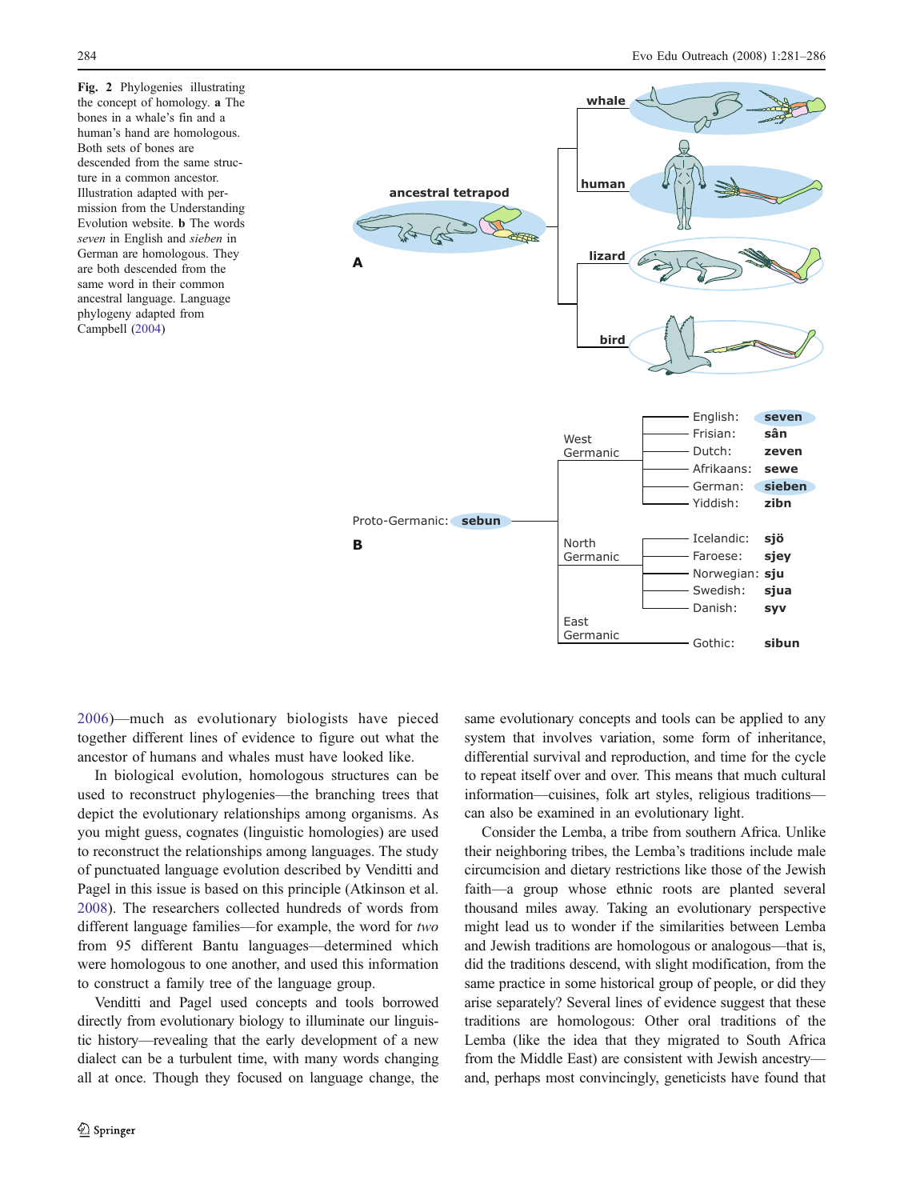Fig. 2 Phylogenies illustrating the concept of homology. **a** The bones in a whale's fin and a human's hand are homologous. Both sets of bones are descended from the same structure in a common ancestor. Illustration adapted with permission from the Understanding Evolution website. **b** The words *seven* in English and *sieben* in German are homologous. They are both descended from the same word in their common ancestral language. Language phylogeny adapted from Campbell (2004)

2006)—much as evolutionary biologists have pieced together different lines of evidence to figure out what the ancestor of humans and whales must have looked like.

In biological evolution, homologous structures can be used to reconstruct phylogenies—the branching trees that depict the evolutionary relationships among organisms. As you might guess, cognates (linguistic homologies) are used to reconstruct the relationships among languages. The study of punctuated language evolution described by Venditti and Pagel in this issue is based on this principle (Atkinson et al. 2008). The researchers collected hundreds of words from different language families—for example, the word for *two* from 95 different Bantu languages—determined which were homologous to one another, and used this information to construct a family tree of the language group.

Venditti and Pagel used concepts and tools borrowed directly from evolutionary biology to illuminate our linguistic history—revealing that the early development of a new dialect can be a turbulent time, with many words changing all at once. Though they focused on language change, the same evolutionary concepts and tools can be applied to any system that involves variation, some form of inheritance, differential survival and reproduction, and time for the cycle to repeat itself over and over. This means that much cultural information—cuisines, folk art styles, religious traditions—can also be examined in an evolutionary light.

Consider the Lemba, a tribe from southern Africa. Unlike their neighboring tribes, the Lemba's traditions include male circumcision and dietary restrictions like those of the Jewish faith—a group whose ethnic roots are planted several thousand miles away. Taking an evolutionary perspective might lead us to wonder if the similarities between Lemba and Jewish traditions are homologous or analogous—that is, did the traditions descend, with slight modification, from the same practice in some historical group of people, or did they arise separately? Several lines of evidence suggest that these traditions are homologous: Other oral traditions of the Lemba (like the idea that they migrated to South Africa from the Middle East) are consistent with Jewish ancestry—and, perhaps most convincingly, geneticists have found that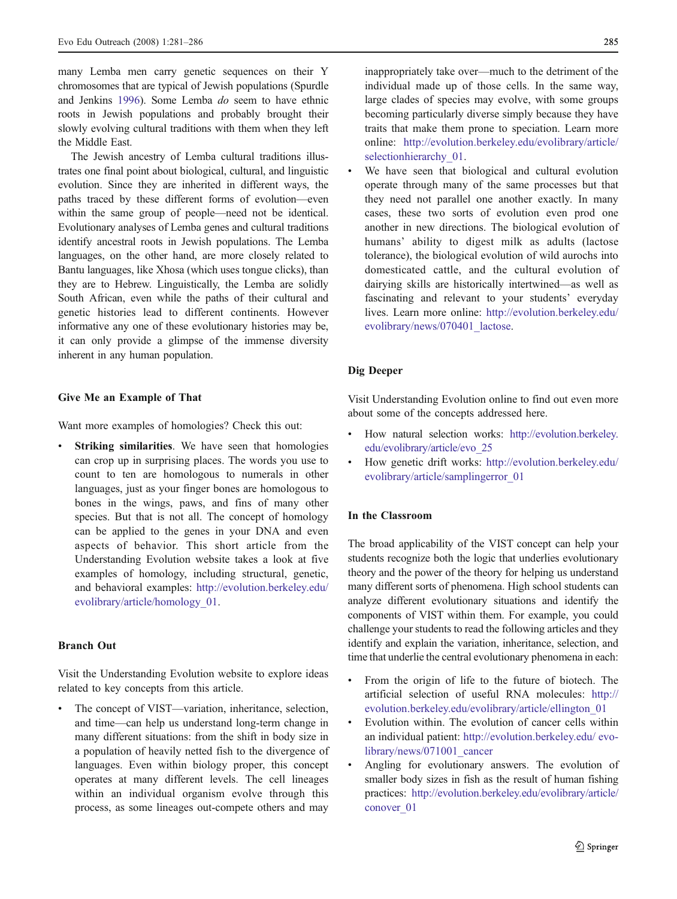many Lemba men carry genetic sequences on their Y chromosomes that are typical of Jewish populations (Spurdle and Jenkins 1996). Some Lemba *do* seem to have ethnic roots in Jewish populations and probably brought their slowly evolving cultural traditions with them when they left the Middle East.

The Jewish ancestry of Lemba cultural traditions illustrates one final point about biological, cultural, and linguistic evolution. Since they are inherited in different ways, the paths traced by these different forms of evolution—even within the same group of people—need not be identical. Evolutionary analyses of Lemba genes and cultural traditions identify ancestral roots in Jewish populations. The Lemba languages, on the other hand, are more closely related to Bantu languages, like Xhosa (which uses tongue clicks), than they are to Hebrew. Linguistically, the Lemba are solidly South African, even while the paths of their cultural and genetic histories lead to different continents. However informative any one of these evolutionary histories may be, it can only provide a glimpse of the immense diversity inherent in any human population.

### Give Me an Example of That

Want more examples of homologies? Check this out:

- **Striking similarities**. We have seen that homologies can crop up in surprising places. The words you use to count to ten are homologous to numerals in other languages, just as your finger bones are homologous to bones in the wings, paws, and fins of many other species. But that is not all. The concept of homology can be applied to the genes in your DNA and even aspects of behavior. This short article from the Understanding Evolution website takes a look at five examples of homology, including structural, genetic, and behavioral examples: http://evolution.berkeley.edu/evolibrary/article/homology_01.

### Branch Out

Visit the Understanding Evolution website to explore ideas related to key concepts from this article.

- The concept of VIST—variation, inheritance, selection, and time—can help us understand long-term change in many different situations: from the shift in body size in a population of heavily netted fish to the divergence of languages. Even within biology proper, this concept operates at many different levels. The cell lineages within an individual organism evolve through this process, as some lineages out-compete others and may inappropriately take over—much to the detriment of the individual made up of those cells. In the same way, large clades of species may evolve, with some groups becoming particularly diverse simply because they have traits that make them prone to speciation. Learn more online: http://evolution.berkeley.edu/evolibrary/article/selectionhierarchy_01.
- We have seen that biological and cultural evolution operate through many of the same processes but that they need not parallel one another exactly. In many cases, these two sorts of evolution even prod one another in new directions. The biological evolution of humans' ability to digest milk as adults (lactose tolerance), the biological evolution of wild aurochs into domesticated cattle, and the cultural evolution of dairying skills are historically intertwined—as well as fascinating and relevant to your students' everyday lives. Learn more online: http://evolution.berkeley.edu/evolibrary/news/070401_lactose.

### Dig Deeper

Visit Understanding Evolution online to find out even more about some of the concepts addressed here.

- How natural selection works: http://evolution.berkeley.edu/evolibrary/article/evo_25
- How genetic drift works: http://evolution.berkeley.edu/evolibrary/article/samplingerror_01

### In the Classroom

The broad applicability of the VIST concept can help your students recognize both the logic that underlies evolutionary theory and the power of the theory for helping us understand many different sorts of phenomena. High school students can analyze different evolutionary situations and identify the components of VIST within them. For example, you could challenge your students to read the following articles and they identify and explain the variation, inheritance, selection, and time that underlie the central evolutionary phenomena in each:

- From the origin of life to the future of biotech. The artificial selection of useful RNA molecules: http://evolution.berkeley.edu/evolibrary/article/ellington_01
- Evolution within. The evolution of cancer cells within an individual patient: http://evolution.berkeley.edu/ evolibrary/news/071001_cancer
- Angling for evolutionary answers. The evolution of smaller body sizes in fish as the result of human fishing practices: http://evolution.berkeley.edu/evolibrary/article/conover_01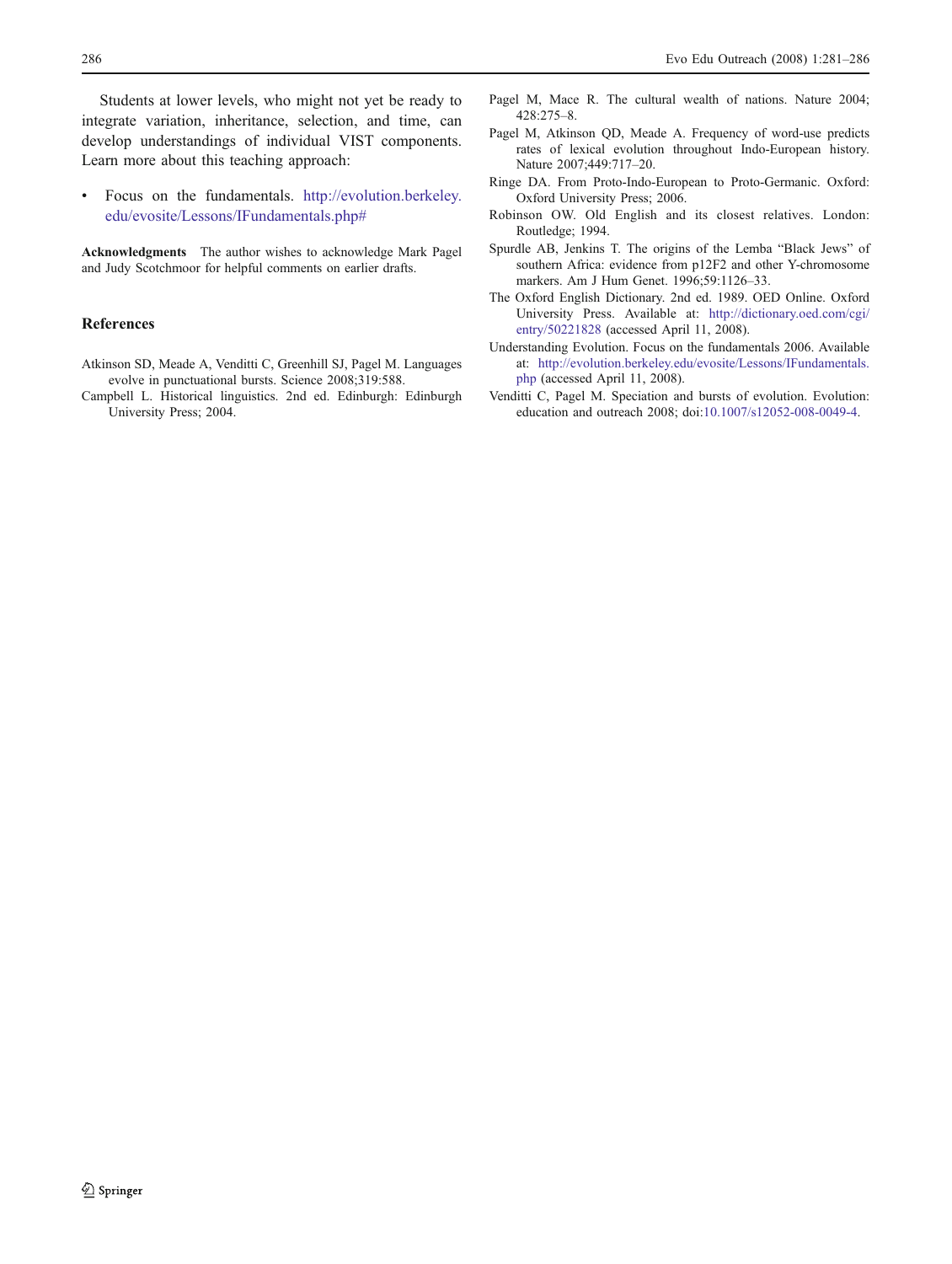Students at lower levels, who might not yet be ready to integrate variation, inheritance, selection, and time, can develop understandings of individual VIST components. Learn more about this teaching approach:

- Focus on the fundamentals. http://evolution.berkeley.edu/evosite/Lessons/IFundamentals.php#

**Acknowledgments** The author wishes to acknowledge Mark Pagel and Judy Scotchmoor for helpful comments on earlier drafts.

## References

Atkinson SD, Meade A, Venditti C, Greenhill SJ, Pagel M. Languages evolve in punctuational bursts. Science 2008;319:588.

Campbell L. Historical linguistics. 2nd ed. Edinburgh: Edinburgh University Press; 2004.

Pagel M, Mace R. The cultural wealth of nations. Nature 2004; 428:275–8.

Pagel M, Atkinson QD, Meade A. Frequency of word-use predicts rates of lexical evolution throughout Indo-European history. Nature 2007;449:717–20.

Ringe DA. From Proto-Indo-European to Proto-Germanic. Oxford: Oxford University Press; 2006.

Robinson OW. Old English and its closest relatives. London: Routledge; 1994.

Spurdle AB, Jenkins T. The origins of the Lemba "Black Jews" of southern Africa: evidence from p12F2 and other Y-chromosome markers. Am J Hum Genet. 1996;59:1126–33.

The Oxford English Dictionary. 2nd ed. 1989. OED Online. Oxford University Press. Available at: http://dictionary.oed.com/cgi/entry/50221828 (accessed April 11, 2008).

Understanding Evolution. Focus on the fundamentals 2006. Available at: http://evolution.berkeley.edu/evosite/Lessons/IFundamentals.php (accessed April 11, 2008).

Venditti C, Pagel M. Speciation and bursts of evolution. Evolution: education and outreach 2008; doi:10.1007/s12052-008-0049-4.